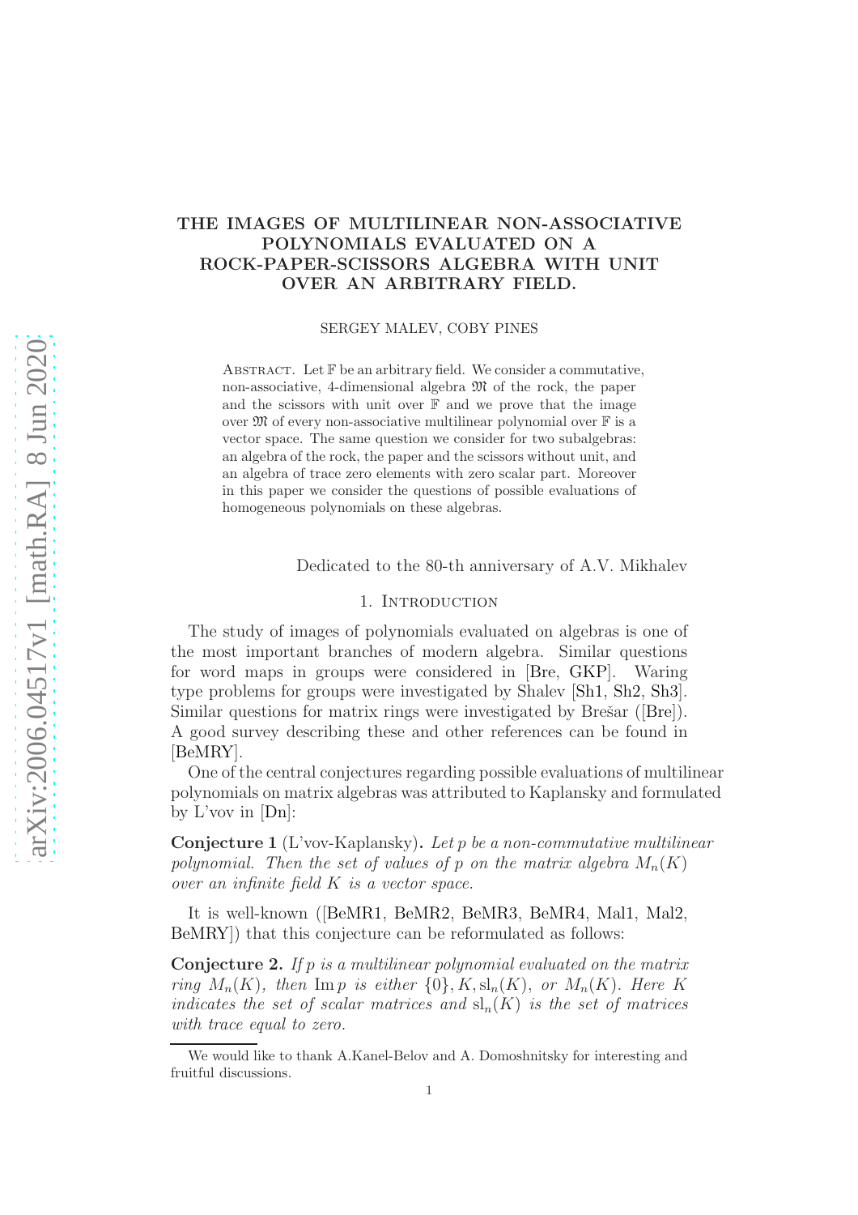# THE IMAGES OF MULTILINEAR NON-ASSOCIATIVE POLYNOMIALS EVALUATED ON A ROCK-PAPER-SCISSORS ALGEBRA WITH UNIT OVER AN ARBITRARY FIELD.

SERGEY MALEV, COBY PINES

Abstract. Let $\mathbb{F}$ be an arbitrary field. We consider a commutative, non-associative, 4-dimensional algebra $\mathfrak{M}$ of the rock, the paper and the scissors with unit over $\mathbb{F}$ and we prove that the image over $\mathfrak{M}$ of every non-associative multilinear polynomial over $\mathbb{F}$ is a vector space. The same question we consider for two subalgebras: an algebra of the rock, the paper and the scissors without unit, and an algebra of trace zero elements with zero scalar part. Moreover in this paper we consider the questions of possible evaluations of homogeneous polynomials on these algebras.

Dedicated to the 80-th anniversary of A.V. Mikhalev

## 1. Introduction

The study of images of polynomials evaluated on algebras is one of the most important branches of modern algebra. Similar questions for word maps in groups were considered in [Bre, GKP]. Waring type problems for groups were investigated by Shalev [Sh1, Sh2, Sh3]. Similar questions for matrix rings were investigated by Brešar ([Bre]). A good survey describing these and other references can be found in [BeMRY].

One of the central conjectures regarding possible evaluations of multilinear polynomials on matrix algebras was attributed to Kaplansky and formulated by L'vov in [Dn]:

**Conjecture 1** (L'vov-Kaplansky)**.** *Let $p$ be a non-commutative multilinear polynomial. Then the set of values of $p$ on the matrix algebra $M_n(K)$ over an infinite field $K$ is a vector space.*

It is well-known ([BeMR1, BeMR2, BeMR3, BeMR4, Mal1, Mal2, BeMRY]) that this conjecture can be reformulated as follows:

**Conjecture 2.** *If $p$ is a multilinear polynomial evaluated on the matrix ring $M_n(K)$, then $\operatorname{Im} p$ is either $\{0\}, K, \mathrm{sl}_n(K)$, or $M_n(K)$. Here $K$ indicates the set of scalar matrices and $\mathrm{sl}_n(K)$ is the set of matrices with trace equal to zero.*

We would like to thank A.Kanel-Belov and A. Domoshnitsky for interesting and fruitful discussions.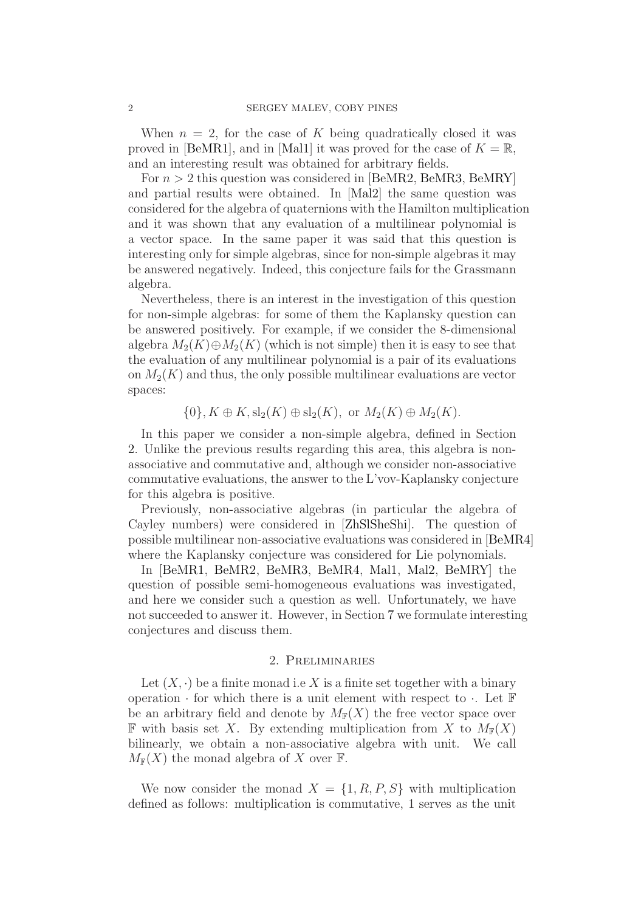When $n = 2$, for the case of $K$ being quadratically closed it was proved in [BeMR1], and in [Mal1] it was proved for the case of $K = \mathbb{R}$, and an interesting result was obtained for arbitrary fields.

For $n > 2$ this question was considered in [BeMR2, BeMR3, BeMRY] and partial results were obtained. In [Mal2] the same question was considered for the algebra of quaternions with the Hamilton multiplication and it was shown that any evaluation of a multilinear polynomial is a vector space. In the same paper it was said that this question is interesting only for simple algebras, since for non-simple algebras it may be answered negatively. Indeed, this conjecture fails for the Grassmann algebra.

Nevertheless, there is an interest in the investigation of this question for non-simple algebras: for some of them the Kaplansky question can be answered positively. For example, if we consider the 8-dimensional algebra $M_2(K) \oplus M_2(K)$ (which is not simple) then it is easy to see that the evaluation of any multilinear polynomial is a pair of its evaluations on $M_2(K)$ and thus, the only possible multilinear evaluations are vector spaces:

$$\{0\}, K \oplus K, \mathrm{sl}_2(K) \oplus \mathrm{sl}_2(K), \text{ or } M_2(K) \oplus M_2(K).$$

In this paper we consider a non-simple algebra, defined in Section 2. Unlike the previous results regarding this area, this algebra is non-associative and commutative and, although we consider non-associative commutative evaluations, the answer to the L'vov-Kaplansky conjecture for this algebra is positive.

Previously, non-associative algebras (in particular the algebra of Cayley numbers) were considered in [ZhSlSheShi]. The question of possible multilinear non-associative evaluations was considered in [BeMR4] where the Kaplansky conjecture was considered for Lie polynomials.

In [BeMR1, BeMR2, BeMR3, BeMR4, Mal1, Mal2, BeMRY] the question of possible semi-homogeneous evaluations was investigated, and here we consider such a question as well. Unfortunately, we have not succeeded to answer it. However, in Section 7 we formulate interesting conjectures and discuss them.

## 2. Preliminaries

Let $(X, \cdot)$ be a finite monad i.e $X$ is a finite set together with a binary operation $\cdot$ for which there is a unit element with respect to $\cdot$. Let $\mathbb{F}$ be an arbitrary field and denote by $M_{\mathbb{F}}(X)$ the free vector space over $\mathbb{F}$ with basis set $X$. By extending multiplication from $X$ to $M_{\mathbb{F}}(X)$ bilinearly, we obtain a non-associative algebra with unit. We call $M_{\mathbb{F}}(X)$ the monad algebra of $X$ over $\mathbb{F}$.

We now consider the monad $X = \{1, R, P, S\}$ with multiplication defined as follows: multiplication is commutative, 1 serves as the unit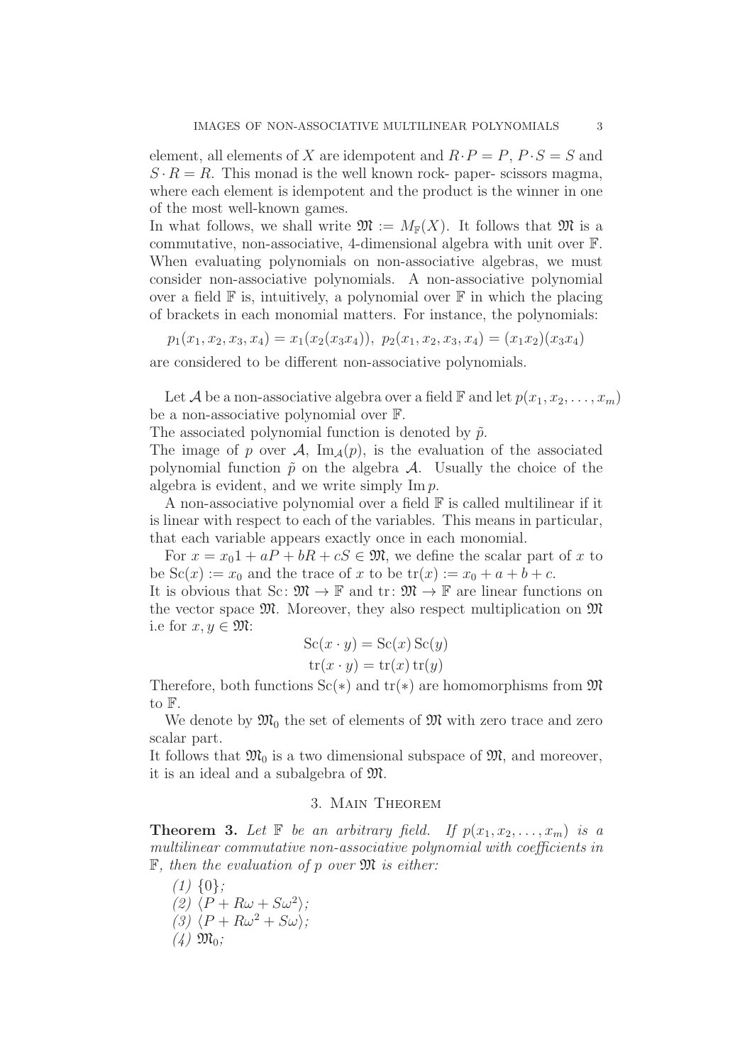element, all elements of $X$ are idempotent and $R \cdot P = P$, $P \cdot S = S$ and $S \cdot R = R$. This monad is the well known rock- paper- scissors magma, where each element is idempotent and the product is the winner in one of the most well-known games.

In what follows, we shall write $\mathfrak{M} := M_{\mathbb{F}}(X)$. It follows that $\mathfrak{M}$ is a commutative, non-associative, 4-dimensional algebra with unit over $\mathbb{F}$. When evaluating polynomials on non-associative algebras, we must consider non-associative polynomials. A non-associative polynomial over a field $\mathbb{F}$ is, intuitively, a polynomial over $\mathbb{F}$ in which the placing of brackets in each monomial matters. For instance, the polynomials:

$$p_1(x_1, x_2, x_3, x_4) = x_1(x_2(x_3x_4)), \; p_2(x_1, x_2, x_3, x_4) = (x_1x_2)(x_3x_4)$$

are considered to be different non-associative polynomials.

Let $\mathcal{A}$ be a non-associative algebra over a field $\mathbb{F}$ and let $p(x_1, x_2, \ldots, x_m)$ be a non-associative polynomial over $\mathbb{F}$.

The associated polynomial function is denoted by $\tilde{p}$.

The image of $p$ over $\mathcal{A}$, $\mathrm{Im}_{\mathcal{A}}(p)$, is the evaluation of the associated polynomial function $\tilde{p}$ on the algebra $\mathcal{A}$. Usually the choice of the algebra is evident, and we write simply $\mathrm{Im}\, p$.

A non-associative polynomial over a field $\mathbb{F}$ is called multilinear if it is linear with respect to each of the variables. This means in particular, that each variable appears exactly once in each monomial.

For $x = x_0 1 + aP + bR + cS \in \mathfrak{M}$, we define the scalar part of $x$ to be $\mathrm{Sc}(x) := x_0$ and the trace of $x$ to be $\mathrm{tr}(x) := x_0 + a + b + c$.

It is obvious that $\mathrm{Sc}\colon \mathfrak{M} \to \mathbb{F}$ and $\mathrm{tr}\colon \mathfrak{M} \to \mathbb{F}$ are linear functions on the vector space $\mathfrak{M}$. Moreover, they also respect multiplication on $\mathfrak{M}$ i.e for $x, y \in \mathfrak{M}$:

$$\mathrm{Sc}(x \cdot y) = \mathrm{Sc}(x)\,\mathrm{Sc}(y)$$
$$\mathrm{tr}(x \cdot y) = \mathrm{tr}(x)\,\mathrm{tr}(y)$$

Therefore, both functions $\mathrm{Sc}(*)$ and $\mathrm{tr}(*)$ are homomorphisms from $\mathfrak{M}$ to $\mathbb{F}$.

We denote by $\mathfrak{M}_0$ the set of elements of $\mathfrak{M}$ with zero trace and zero scalar part.

It follows that $\mathfrak{M}_0$ is a two dimensional subspace of $\mathfrak{M}$, and moreover, it is an ideal and a subalgebra of $\mathfrak{M}$.

## 3. Main Theorem

**Theorem 3.** *Let $\mathbb{F}$ be an arbitrary field. If $p(x_1, x_2, \ldots, x_m)$ is a multilinear commutative non-associative polynomial with coefficients in $\mathbb{F}$, then the evaluation of $p$ over $\mathfrak{M}$ is either:*

*(1)* $\{0\}$;
*(2)* $\langle P + R\omega + S\omega^2 \rangle$;
*(3)* $\langle P + R\omega^2 + S\omega \rangle$;
*(4)* $\mathfrak{M}_0$;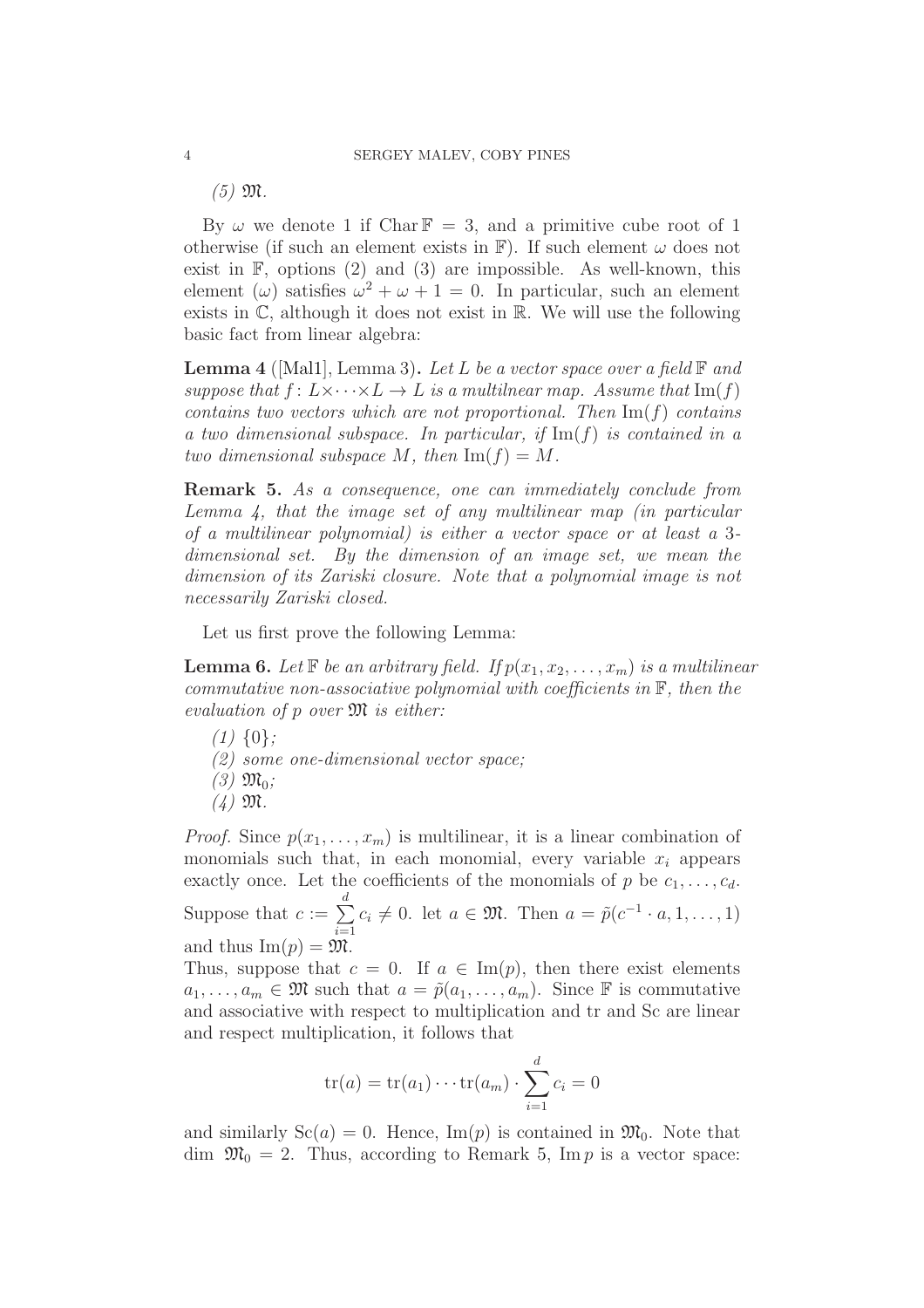(5) $\mathfrak{M}$.

By $\omega$ we denote 1 if $\operatorname{Char}\mathbb{F} = 3$, and a primitive cube root of 1 otherwise (if such an element exists in $\mathbb{F}$). If such element $\omega$ does not exist in $\mathbb{F}$, options (2) and (3) are impossible. As well-known, this element ($\omega$) satisfies $\omega^2 + \omega + 1 = 0$. In particular, such an element exists in $\mathbb{C}$, although it does not exist in $\mathbb{R}$. We will use the following basic fact from linear algebra:

**Lemma 4** ([Mal1], Lemma 3)**.** *Let $L$ be a vector space over a field $\mathbb{F}$ and suppose that $f\colon L\times\cdots\times L \to L$ is a multilnear map. Assume that $\operatorname{Im}(f)$ contains two vectors which are not proportional. Then $\operatorname{Im}(f)$ contains a two dimensional subspace. In particular, if $\operatorname{Im}(f)$ is contained in a two dimensional subspace $M$, then $\operatorname{Im}(f) = M$.*

**Remark 5.** *As a consequence, one can immediately conclude from Lemma 4, that the image set of any multilinear map (in particular of a multilinear polynomial) is either a vector space or at least a 3-dimensional set. By the dimension of an image set, we mean the dimension of its Zariski closure. Note that a polynomial image is not necessarily Zariski closed.*

Let us first prove the following Lemma:

**Lemma 6.** *Let $\mathbb{F}$ be an arbitrary field. If $p(x_1, x_2, \ldots, x_m)$ is a multilinear commutative non-associative polynomial with coefficients in $\mathbb{F}$, then the evaluation of $p$ over $\mathfrak{M}$ is either:*

*(1) $\{0\}$;*
*(2) some one-dimensional vector space;*
*(3) $\mathfrak{M}_0$;*
*(4) $\mathfrak{M}$.*

*Proof.* Since $p(x_1, \ldots, x_m)$ is multilinear, it is a linear combination of monomials such that, in each monomial, every variable $x_i$ appears exactly once. Let the coefficients of the monomials of $p$ be $c_1, \ldots, c_d$. Suppose that $c := \sum_{i=1}^{d} c_i \neq 0$. let $a \in \mathfrak{M}$. Then $a = \tilde{p}(c^{-1}\cdot a, 1, \ldots, 1)$ and thus $\operatorname{Im}(p) = \mathfrak{M}$.
Thus, suppose that $c = 0$. If $a \in \operatorname{Im}(p)$, then there exist elements $a_1, \ldots, a_m \in \mathfrak{M}$ such that $a = \tilde{p}(a_1, \ldots, a_m)$. Since $\mathbb{F}$ is commutative and associative with respect to multiplication and tr and Sc are linear and respect multiplication, it follows that

$$\operatorname{tr}(a) = \operatorname{tr}(a_1)\cdots\operatorname{tr}(a_m)\cdot\sum_{i=1}^{d} c_i = 0$$

and similarly $\operatorname{Sc}(a) = 0$. Hence, $\operatorname{Im}(p)$ is contained in $\mathfrak{M}_0$. Note that $\dim\ \mathfrak{M}_0 = 2$. Thus, according to Remark 5, $\operatorname{Im} p$ is a vector space: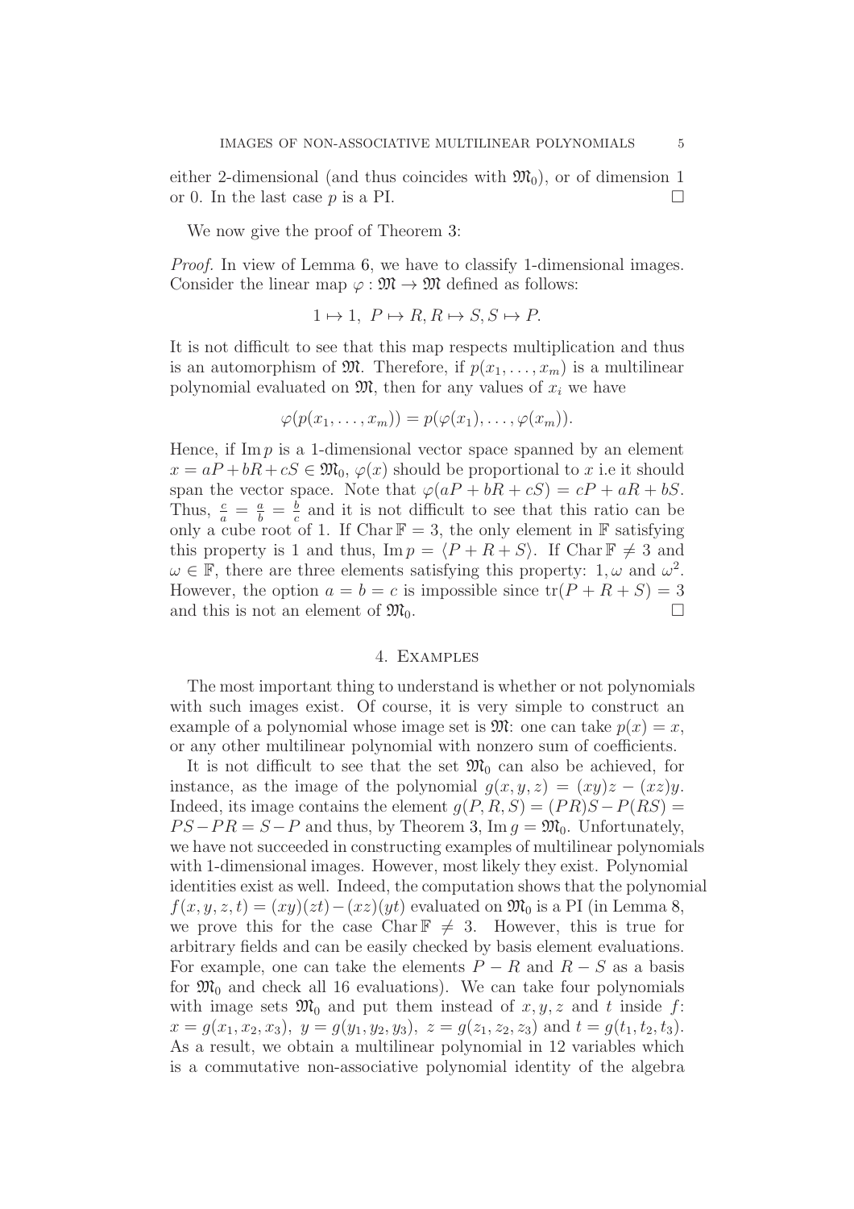either 2-dimensional (and thus coincides with $\mathfrak{M}_0$), or of dimension 1 or 0. In the last case $p$ is a PI. $\square$

We now give the proof of Theorem 3:

*Proof.* In view of Lemma 6, we have to classify 1-dimensional images. Consider the linear map $\varphi : \mathfrak{M} \to \mathfrak{M}$ defined as follows:

$$1 \mapsto 1,\ P \mapsto R, R \mapsto S, S \mapsto P.$$

It is not difficult to see that this map respects multiplication and thus is an automorphism of $\mathfrak{M}$. Therefore, if $p(x_1, \dots, x_m)$ is a multilinear polynomial evaluated on $\mathfrak{M}$, then for any values of $x_i$ we have

$$\varphi(p(x_1, \dots, x_m)) = p(\varphi(x_1), \dots, \varphi(x_m)).$$

Hence, if $\operatorname{Im} p$ is a 1-dimensional vector space spanned by an element $x = aP + bR + cS \in \mathfrak{M}_0$, $\varphi(x)$ should be proportional to $x$ i.e it should span the vector space. Note that $\varphi(aP + bR + cS) = cP + aR + bS$. Thus, $\frac{c}{a} = \frac{a}{b} = \frac{b}{c}$ and it is not difficult to see that this ratio can be only a cube root of 1. If $\operatorname{Char}\mathbb{F} = 3$, the only element in $\mathbb{F}$ satisfying this property is 1 and thus, $\operatorname{Im} p = \langle P + R + S \rangle$. If $\operatorname{Char}\mathbb{F} \neq 3$ and $\omega \in \mathbb{F}$, there are three elements satisfying this property: $1, \omega$ and $\omega^2$. However, the option $a = b = c$ is impossible since $\operatorname{tr}(P + R + S) = 3$ and this is not an element of $\mathfrak{M}_0$. $\square$

## 4. Examples

The most important thing to understand is whether or not polynomials with such images exist. Of course, it is very simple to construct an example of a polynomial whose image set is $\mathfrak{M}$: one can take $p(x) = x$, or any other multilinear polynomial with nonzero sum of coefficients.

It is not difficult to see that the set $\mathfrak{M}_0$ can also be achieved, for instance, as the image of the polynomial $g(x, y, z) = (xy)z - (xz)y$. Indeed, its image contains the element $g(P, R, S) = (PR)S - P(RS) = PS - PR = S - P$ and thus, by Theorem 3, $\operatorname{Im} g = \mathfrak{M}_0$. Unfortunately, we have not succeeded in constructing examples of multilinear polynomials with 1-dimensional images. However, most likely they exist. Polynomial identities exist as well. Indeed, the computation shows that the polynomial $f(x, y, z, t) = (xy)(zt) - (xz)(yt)$ evaluated on $\mathfrak{M}_0$ is a PI (in Lemma 8, we prove this for the case $\operatorname{Char}\mathbb{F} \neq 3$. However, this is true for arbitrary fields and can be easily checked by basis element evaluations. For example, one can take the elements $P - R$ and $R - S$ as a basis for $\mathfrak{M}_0$ and check all 16 evaluations). We can take four polynomials with image sets $\mathfrak{M}_0$ and put them instead of $x, y, z$ and $t$ inside $f$: $x = g(x_1, x_2, x_3),\ y = g(y_1, y_2, y_3),\ z = g(z_1, z_2, z_3)$ and $t = g(t_1, t_2, t_3)$. As a result, we obtain a multilinear polynomial in 12 variables which is a commutative non-associative polynomial identity of the algebra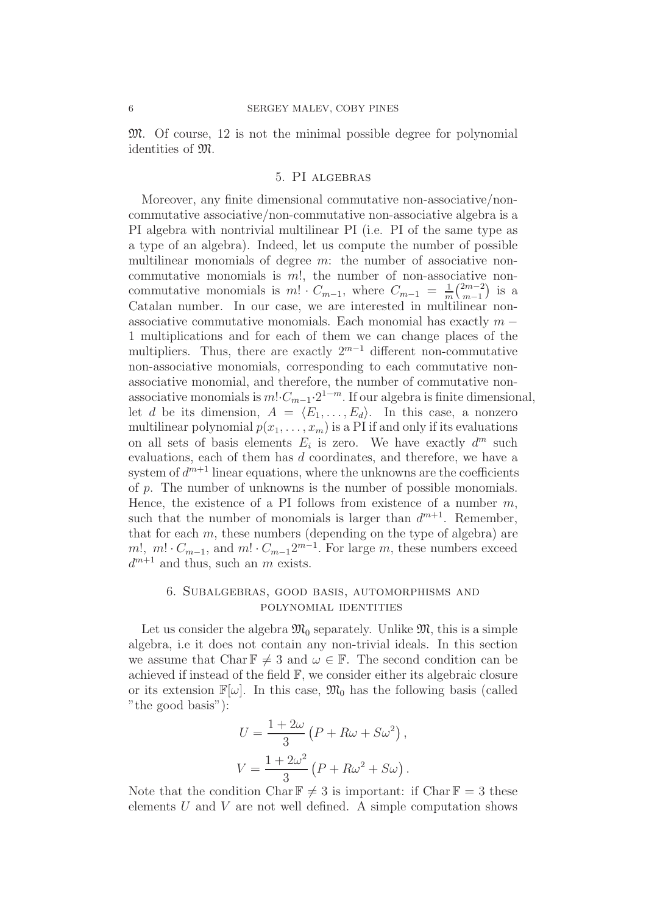$\mathfrak{M}$. Of course, 12 is not the minimal possible degree for polynomial identities of $\mathfrak{M}$.

## 5. PI algebras

Moreover, any finite dimensional commutative non-associative/non-commutative associative/non-commutative non-associative algebra is a PI algebra with nontrivial multilinear PI (i.e. PI of the same type as a type of an algebra). Indeed, let us compute the number of possible multilinear monomials of degree $m$: the number of associative non-commutative monomials is $m!$, the number of non-associative non-commutative monomials is $m!\cdot C_{m-1}$, where $C_{m-1} = \frac{1}{m}\binom{2m-2}{m-1}$ is a Catalan number. In our case, we are interested in multilinear non-associative commutative monomials. Each monomial has exactly $m-1$ multiplications and for each of them we can change places of the multipliers. Thus, there are exactly $2^{m-1}$ different non-commutative non-associative monomials, corresponding to each commutative non-associative monomial, and therefore, the number of commutative non-associative monomials is $m!\cdot C_{m-1}\cdot 2^{1-m}$. If our algebra is finite dimensional, let $d$ be its dimension, $A = \langle E_1,\ldots,E_d\rangle$. In this case, a nonzero multilinear polynomial $p(x_1,\ldots,x_m)$ is a PI if and only if its evaluations on all sets of basis elements $E_i$ is zero. We have exactly $d^m$ such evaluations, each of them has $d$ coordinates, and therefore, we have a system of $d^{m+1}$ linear equations, where the unknowns are the coefficients of $p$. The number of unknowns is the number of possible monomials. Hence, the existence of a PI follows from existence of a number $m$, such that the number of monomials is larger than $d^{m+1}$. Remember, that for each $m$, these numbers (depending on the type of algebra) are $m!$, $m!\cdot C_{m-1}$, and $m!\cdot C_{m-1}2^{m-1}$. For large $m$, these numbers exceed $d^{m+1}$ and thus, such an $m$ exists.

## 6. Subalgebras, good basis, automorphisms and polynomial identities

Let us consider the algebra $\mathfrak{M}_0$ separately. Unlike $\mathfrak{M}$, this is a simple algebra, i.e it does not contain any non-trivial ideals. In this section we assume that $\operatorname{Char}\mathbb{F}\neq 3$ and $\omega\in\mathbb{F}$. The second condition can be achieved if instead of the field $\mathbb{F}$, we consider either its algebraic closure or its extension $\mathbb{F}[\omega]$. In this case, $\mathfrak{M}_0$ has the following basis (called "the good basis"):

$$U = \frac{1+2\omega}{3}\left(P + R\omega + S\omega^2\right),$$

$$V = \frac{1+2\omega^2}{3}\left(P + R\omega^2 + S\omega\right).$$

Note that the condition $\operatorname{Char}\mathbb{F}\neq 3$ is important: if $\operatorname{Char}\mathbb{F}=3$ these elements $U$ and $V$ are not well defined. A simple computation shows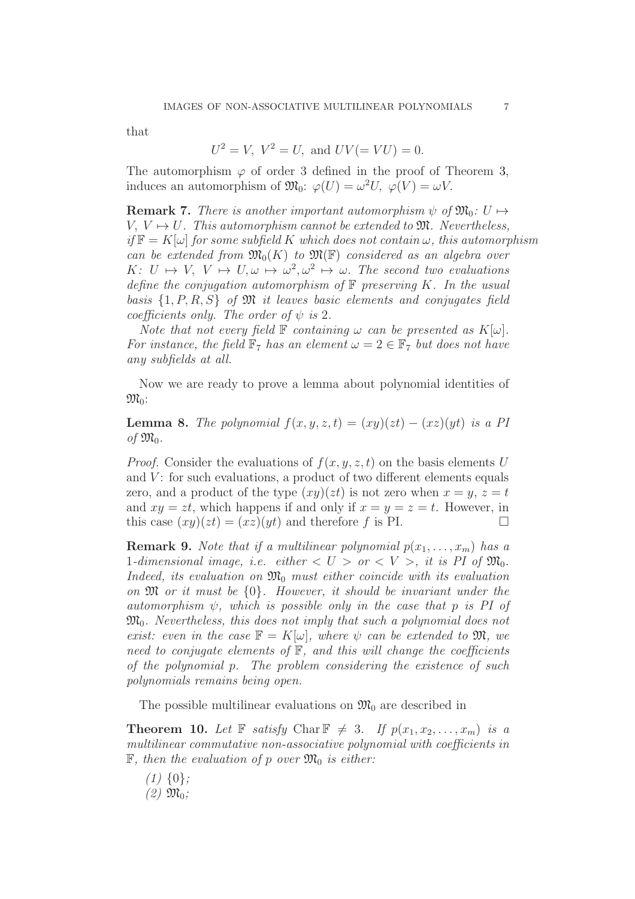that

$$U^2 = V,\ V^2 = U, \text{ and } UV (= VU) = 0.$$

The automorphism $\varphi$ of order 3 defined in the proof of Theorem 3, induces an automorphism of $\mathfrak{M}_0$: $\varphi(U) = \omega^2 U,\ \varphi(V) = \omega V$.

**Remark 7.** *There is another important automorphism $\psi$ of $\mathfrak{M}_0$: $U \mapsto V,\ V \mapsto U$. This automorphism cannot be extended to $\mathfrak{M}$. Nevertheless, if $\mathbb{F} = K[\omega]$ for some subfield $K$ which does not contain $\omega$, this automorphism can be extended from $\mathfrak{M}_0(K)$ to $\mathfrak{M}(\mathbb{F})$ considered as an algebra over $K$: $U \mapsto V,\ V \mapsto U, \omega \mapsto \omega^2, \omega^2 \mapsto \omega$. The second two evaluations define the conjugation automorphism of $\mathbb{F}$ preserving $K$. In the usual basis $\{1, P, R, S\}$ of $\mathfrak{M}$ it leaves basic elements and conjugates field coefficients only. The order of $\psi$ is 2.*

*Note that not every field $\mathbb{F}$ containing $\omega$ can be presented as $K[\omega]$. For instance, the field $\mathbb{F}_7$ has an element $\omega = 2 \in \mathbb{F}_7$ but does not have any subfields at all.*

Now we are ready to prove a lemma about polynomial identities of $\mathfrak{M}_0$:

**Lemma 8.** *The polynomial $f(x, y, z, t) = (xy)(zt) - (xz)(yt)$ is a PI of $\mathfrak{M}_0$.*

*Proof.* Consider the evaluations of $f(x, y, z, t)$ on the basis elements $U$ and $V$: for such evaluations, a product of two different elements equals zero, and a product of the type $(xy)(zt)$ is not zero when $x = y,\ z = t$ and $xy = zt$, which happens if and only if $x = y = z = t$. However, in this case $(xy)(zt) = (xz)(yt)$ and therefore $f$ is PI. □

**Remark 9.** *Note that if a multilinear polynomial $p(x_1, \ldots, x_m)$ has a 1-dimensional image, i.e. either $< U >$ or $< V >$, it is PI of $\mathfrak{M}_0$. Indeed, its evaluation on $\mathfrak{M}_0$ must either coincide with its evaluation on $\mathfrak{M}$ or it must be $\{0\}$. However, it should be invariant under the automorphism $\psi$, which is possible only in the case that $p$ is PI of $\mathfrak{M}_0$. Nevertheless, this does not imply that such a polynomial does not exist: even in the case $\mathbb{F} = K[\omega]$, where $\psi$ can be extended to $\mathfrak{M}$, we need to conjugate elements of $\mathbb{F}$, and this will change the coefficients of the polynomial $p$. The problem considering the existence of such polynomials remains being open.*

The possible multilinear evaluations on $\mathfrak{M}_0$ are described in

**Theorem 10.** *Let $\mathbb{F}$ satisfy $\operatorname{Char} \mathbb{F} \neq 3$. If $p(x_1, x_2, \ldots, x_m)$ is a multilinear commutative non-associative polynomial with coefficients in $\mathbb{F}$, then the evaluation of $p$ over $\mathfrak{M}_0$ is either:*

*(1)* $\{0\}$;
*(2)* $\mathfrak{M}_0$;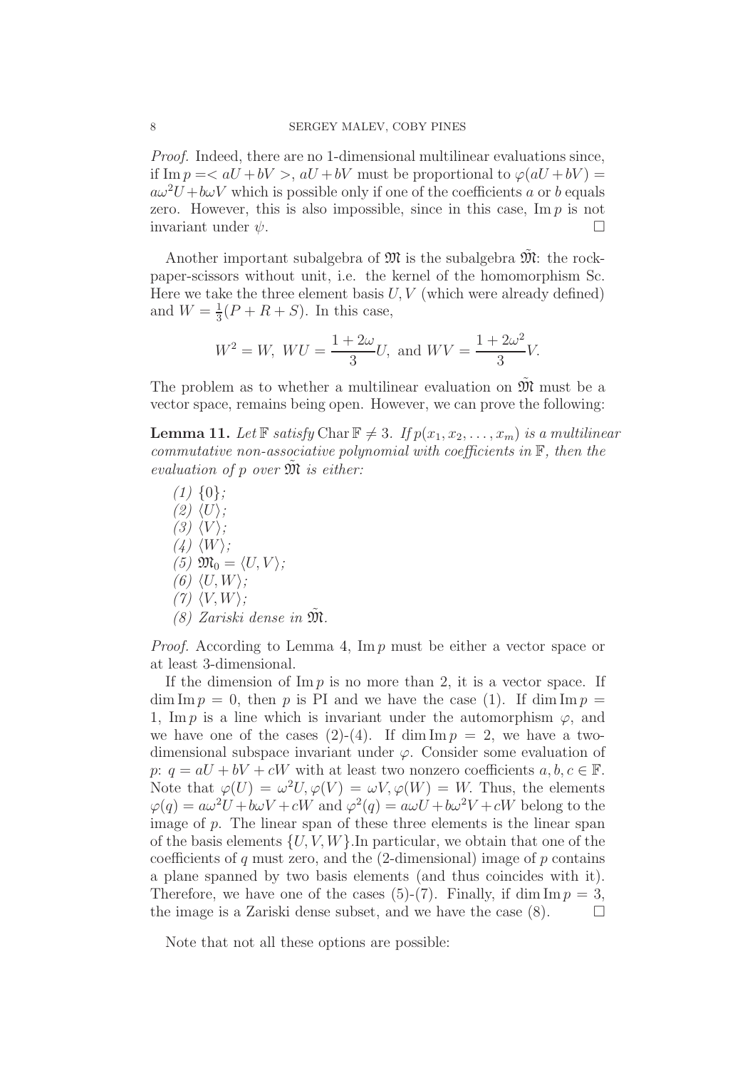*Proof.* Indeed, there are no 1-dimensional multilinear evaluations since, if $\operatorname{Im} p =< aU + bV >$, $aU + bV$ must be proportional to $\varphi(aU + bV) = a\omega^2 U + b\omega V$ which is possible only if one of the coefficients $a$ or $b$ equals zero. However, this is also impossible, since in this case, $\operatorname{Im} p$ is not invariant under $\psi$. □

Another important subalgebra of $\mathfrak{M}$ is the subalgebra $\tilde{\mathfrak{M}}$: the rock-paper-scissors without unit, i.e. the kernel of the homomorphism Sc. Here we take the three element basis $U, V$ (which were already defined) and $W = \frac{1}{3}(P + R + S)$. In this case,

$$W^2 = W, \; WU = \frac{1 + 2\omega}{3} U, \text{ and } WV = \frac{1 + 2\omega^2}{3} V.$$

The problem as to whether a multilinear evaluation on $\tilde{\mathfrak{M}}$ must be a vector space, remains being open. However, we can prove the following:

**Lemma 11.** *Let $\mathbb{F}$ satisfy $\operatorname{Char} \mathbb{F} \neq 3$. If $p(x_1, x_2, \dots, x_m)$ is a multilinear commutative non-associative polynomial with coefficients in $\mathbb{F}$, then the evaluation of $p$ over $\tilde{\mathfrak{M}}$ is either:*

*(1)* $\{0\}$;
*(2)* $\langle U \rangle$;
*(3)* $\langle V \rangle$;
*(4)* $\langle W \rangle$;
*(5)* $\mathfrak{M}_0 = \langle U, V \rangle$;
*(6)* $\langle U, W \rangle$;
*(7)* $\langle V, W \rangle$;
*(8) Zariski dense in* $\tilde{\mathfrak{M}}$.

*Proof.* According to Lemma 4, $\operatorname{Im} p$ must be either a vector space or at least 3-dimensional.

If the dimension of $\operatorname{Im} p$ is no more than 2, it is a vector space. If $\dim \operatorname{Im} p = 0$, then $p$ is PI and we have the case (1). If $\dim \operatorname{Im} p = 1$, $\operatorname{Im} p$ is a line which is invariant under the automorphism $\varphi$, and we have one of the cases (2)-(4). If $\dim \operatorname{Im} p = 2$, we have a two-dimensional subspace invariant under $\varphi$. Consider some evaluation of $p$: $q = aU + bV + cW$ with at least two nonzero coefficients $a, b, c \in \mathbb{F}$. Note that $\varphi(U) = \omega^2 U, \varphi(V) = \omega V, \varphi(W) = W$. Thus, the elements $\varphi(q) = a\omega^2 U + b\omega V + cW$ and $\varphi^2(q) = a\omega U + b\omega^2 V + cW$ belong to the image of $p$. The linear span of these three elements is the linear span of the basis elements $\{U, V, W\}$.In particular, we obtain that one of the coefficients of $q$ must zero, and the (2-dimensional) image of $p$ contains a plane spanned by two basis elements (and thus coincides with it). Therefore, we have one of the cases (5)-(7). Finally, if $\dim \operatorname{Im} p = 3$, the image is a Zariski dense subset, and we have the case (8). □

Note that not all these options are possible: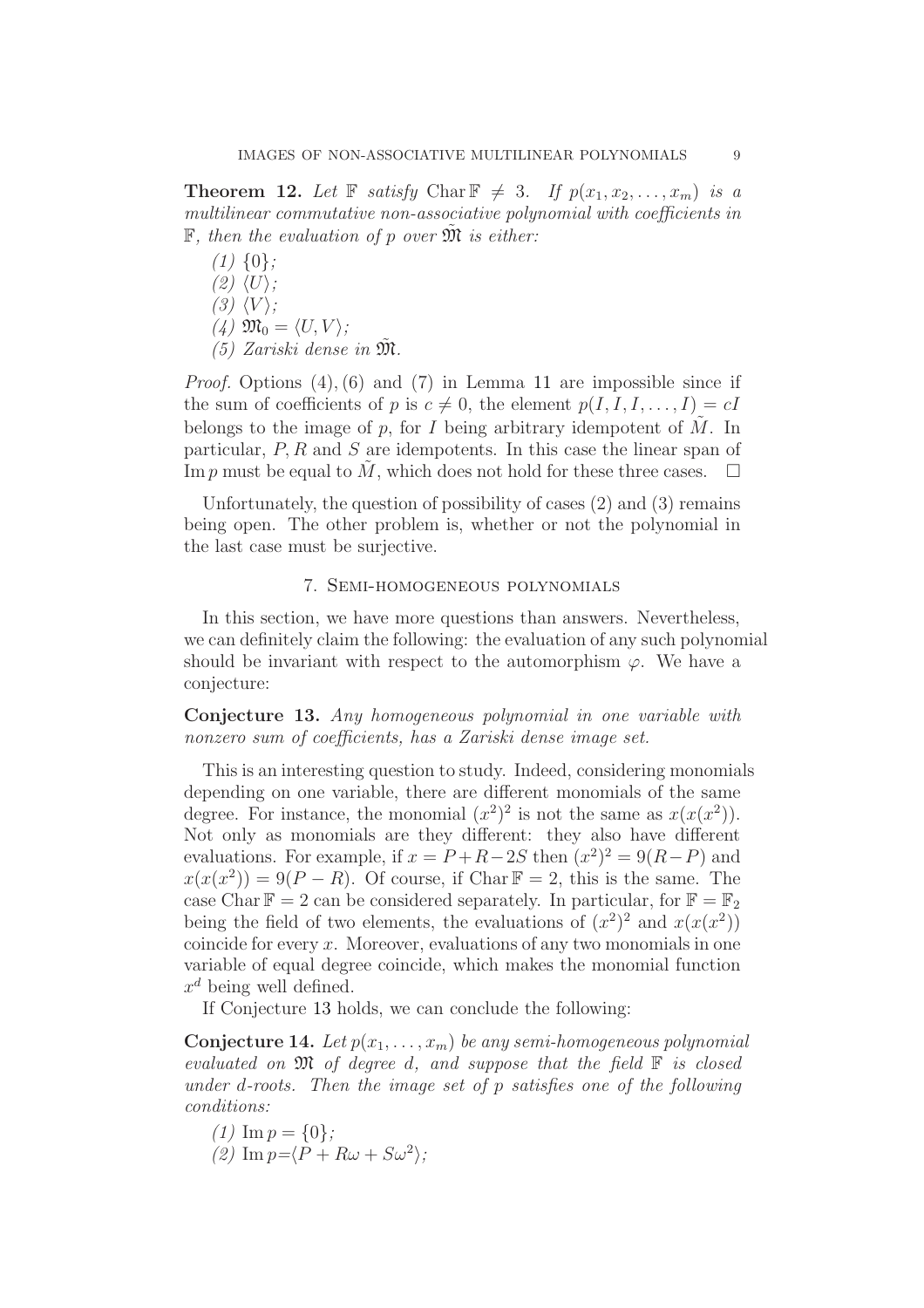**Theorem 12.** *Let $\mathbb{F}$ satisfy $\operatorname{Char} \mathbb{F} \neq 3$. If $p(x_1, x_2, \ldots, x_m)$ is a multilinear commutative non-associative polynomial with coefficients in $\mathbb{F}$, then the evaluation of $p$ over $\tilde{\mathfrak{M}}$ is either:*

*(1)* $\{0\}$*;*
*(2)* $\langle U \rangle$*;*
*(3)* $\langle V \rangle$*;*
*(4)* $\mathfrak{M}_0 = \langle U, V \rangle$*;*
*(5) Zariski dense in* $\tilde{\mathfrak{M}}$*.*

*Proof.* Options $(4), (6)$ and $(7)$ in Lemma 11 are impossible since if the sum of coefficients of $p$ is $c \neq 0$, the element $p(I, I, I, \ldots, I) = cI$ belongs to the image of $p$, for $I$ being arbitrary idempotent of $\tilde{M}$. In particular, $P, R$ and $S$ are idempotents. In this case the linear span of $\operatorname{Im} p$ must be equal to $\tilde{M}$, which does not hold for these three cases. $\square$

Unfortunately, the question of possibility of cases (2) and (3) remains being open. The other problem is, whether or not the polynomial in the last case must be surjective.

## 7. Semi-homogeneous polynomials

In this section, we have more questions than answers. Nevertheless, we can definitely claim the following: the evaluation of any such polynomial should be invariant with respect to the automorphism $\varphi$. We have a conjecture:

**Conjecture 13.** *Any homogeneous polynomial in one variable with nonzero sum of coefficients, has a Zariski dense image set.*

This is an interesting question to study. Indeed, considering monomials depending on one variable, there are different monomials of the same degree. For instance, the monomial $(x^2)^2$ is not the same as $x(x(x^2))$. Not only as monomials are they different: they also have different evaluations. For example, if $x = P + R - 2S$ then $(x^2)^2 = 9(R - P)$ and $x(x(x^2)) = 9(P - R)$. Of course, if $\operatorname{Char} \mathbb{F} = 2$, this is the same. The case $\operatorname{Char} \mathbb{F} = 2$ can be considered separately. In particular, for $\mathbb{F} = \mathbb{F}_2$ being the field of two elements, the evaluations of $(x^2)^2$ and $x(x(x^2))$ coincide for every $x$. Moreover, evaluations of any two monomials in one variable of equal degree coincide, which makes the monomial function $x^d$ being well defined.

If Conjecture 13 holds, we can conclude the following:

**Conjecture 14.** *Let $p(x_1, \ldots, x_m)$ be any semi-homogeneous polynomial evaluated on $\mathfrak{M}$ of degree $d$, and suppose that the field $\mathbb{F}$ is closed under $d$-roots. Then the image set of $p$ satisfies one of the following conditions:*

*(1)* $\operatorname{Im} p = \{0\}$*;*
*(2)* $\operatorname{Im} p = \langle P + R\omega + S\omega^2 \rangle$*;*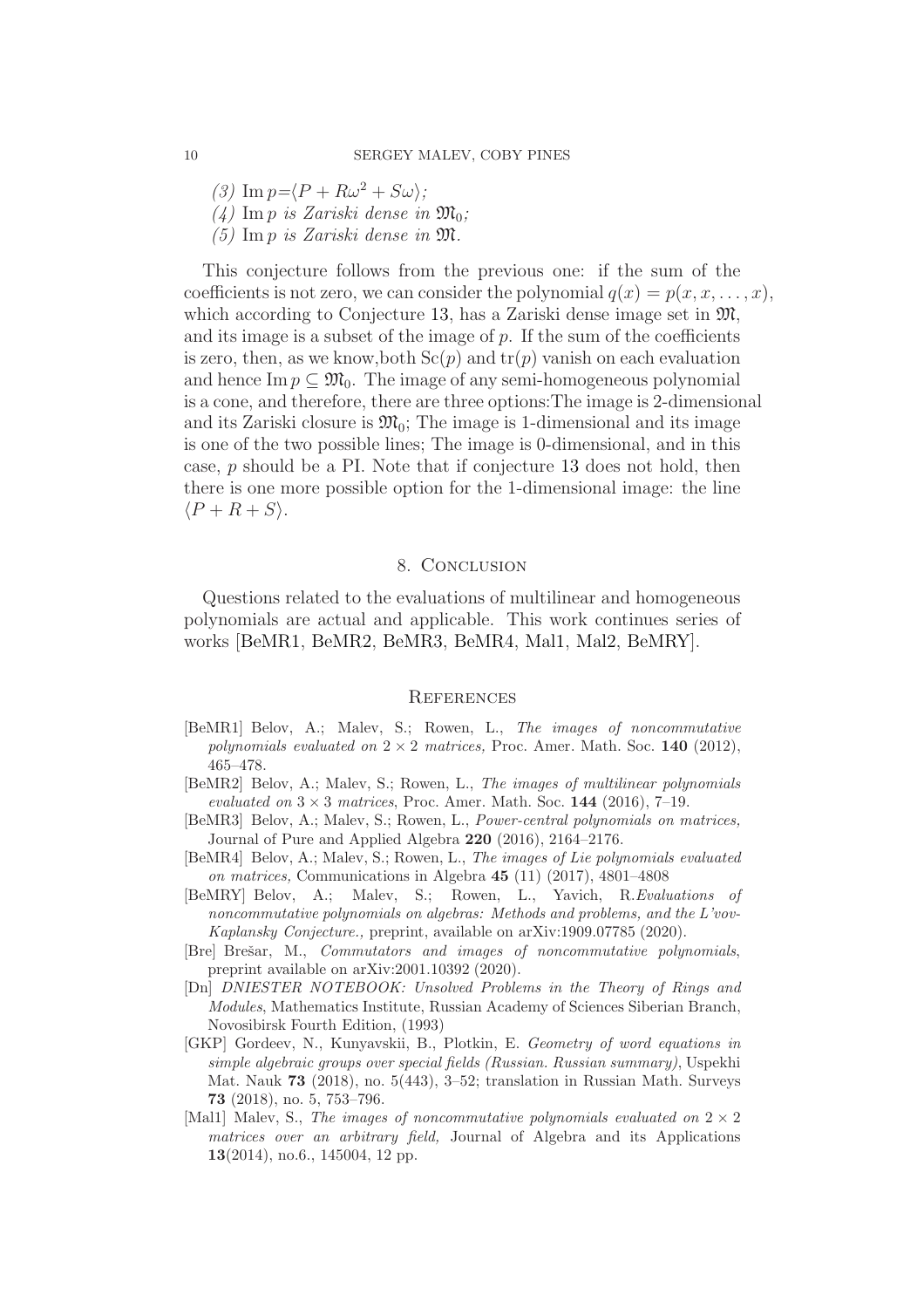*(3)* $\operatorname{Im} p = \langle P + R\omega^2 + S\omega \rangle$;

*(4)* $\operatorname{Im} p$ *is Zariski dense in* $\mathfrak{M}_0$;

*(5)* $\operatorname{Im} p$ *is Zariski dense in* $\mathfrak{M}$.

This conjecture follows from the previous one: if the sum of the coefficients is not zero, we can consider the polynomial $q(x) = p(x, x, \dots, x)$, which according to Conjecture 13, has a Zariski dense image set in $\mathfrak{M}$, and its image is a subset of the image of $p$. If the sum of the coefficients is zero, then, as we know,both $\operatorname{Sc}(p)$ and $\operatorname{tr}(p)$ vanish on each evaluation and hence $\operatorname{Im} p \subseteq \mathfrak{M}_0$. The image of any semi-homogeneous polynomial is a cone, and therefore, there are three options:The image is 2-dimensional and its Zariski closure is $\mathfrak{M}_0$; The image is 1-dimensional and its image is one of the two possible lines; The image is 0-dimensional, and in this case, $p$ should be a PI. Note that if conjecture 13 does not hold, then there is one more possible option for the 1-dimensional image: the line $\langle P + R + S \rangle$.

## 8. Conclusion

Questions related to the evaluations of multilinear and homogeneous polynomials are actual and applicable. This work continues series of works [BeMR1, BeMR2, BeMR3, BeMR4, Mal1, Mal2, BeMRY].

## References

- [BeMR1] Belov, A.; Malev, S.; Rowen, L., *The images of noncommutative polynomials evaluated on $2 \times 2$ matrices,* Proc. Amer. Math. Soc. **140** (2012), 465–478.
- [BeMR2] Belov, A.; Malev, S.; Rowen, L., *The images of multilinear polynomials evaluated on $3 \times 3$ matrices*, Proc. Amer. Math. Soc. **144** (2016), 7–19.
- [BeMR3] Belov, A.; Malev, S.; Rowen, L., *Power-central polynomials on matrices,* Journal of Pure and Applied Algebra **220** (2016), 2164–2176.
- [BeMR4] Belov, A.; Malev, S.; Rowen, L., *The images of Lie polynomials evaluated on matrices,* Communications in Algebra **45** (11) (2017), 4801–4808
- [BeMRY] Belov, A.; Malev, S.; Rowen, L., Yavich, R.*Evaluations of noncommutative polynomials on algebras: Methods and problems, and the L'vov-Kaplansky Conjecture.,* preprint, available on arXiv:1909.07785 (2020).
- [Bre] Brešar, M., *Commutators and images of noncommutative polynomials*, preprint available on arXiv:2001.10392 (2020).
- [Dn] *DNIESTER NOTEBOOK: Unsolved Problems in the Theory of Rings and Modules*, Mathematics Institute, Russian Academy of Sciences Siberian Branch, Novosibirsk Fourth Edition, (1993)
- [GKP] Gordeev, N., Kunyavskii, B., Plotkin, E. *Geometry of word equations in simple algebraic groups over special fields (Russian. Russian summary)*, Uspekhi Mat. Nauk **73** (2018), no. 5(443), 3–52; translation in Russian Math. Surveys **73** (2018), no. 5, 753–796.
- [Mal1] Malev, S., *The images of noncommutative polynomials evaluated on $2 \times 2$ matrices over an arbitrary field,* Journal of Algebra and its Applications **13**(2014), no.6., 145004, 12 pp.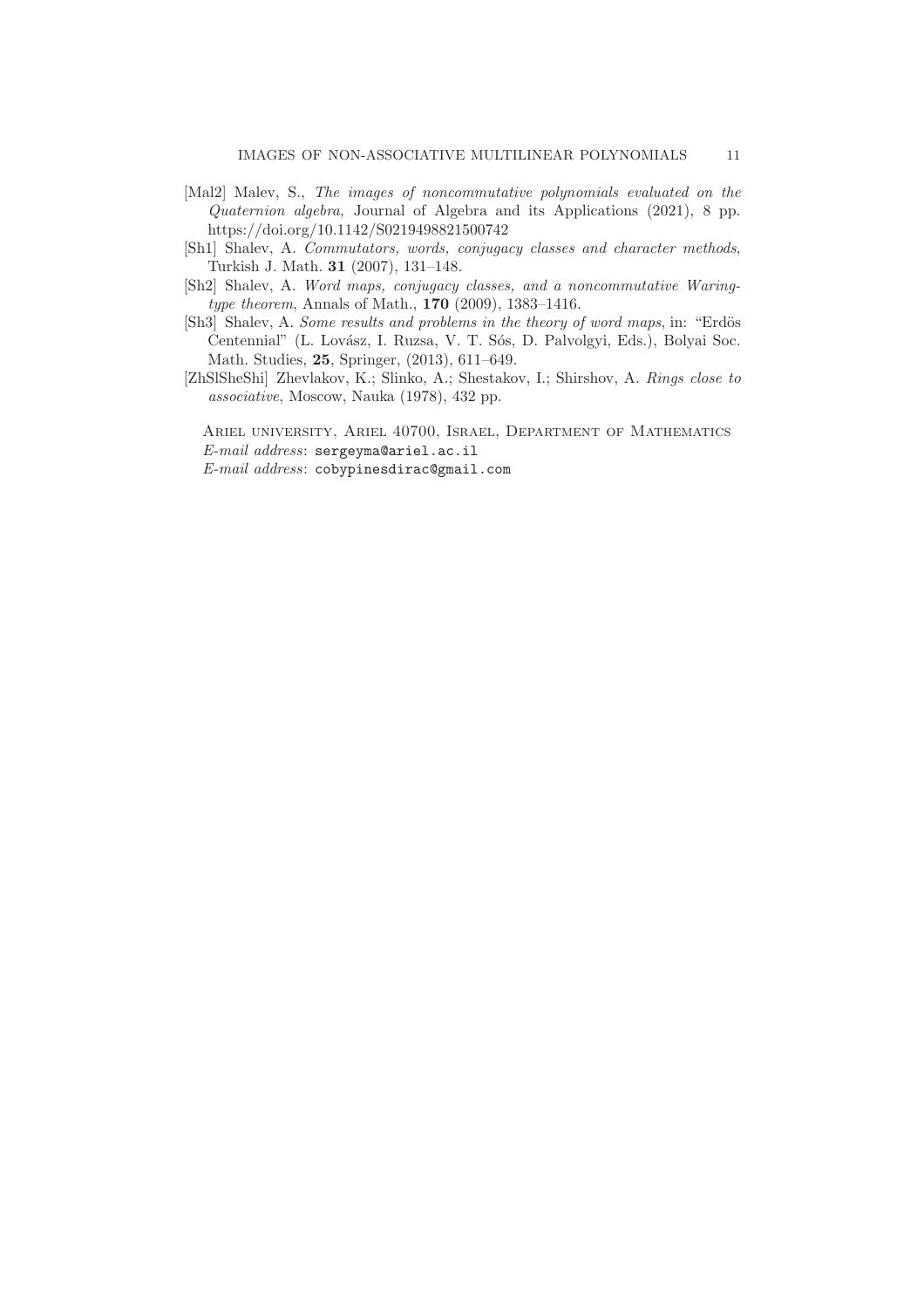- [Mal2] Malev, S., *The images of noncommutative polynomials evaluated on the Quaternion algebra,* Journal of Algebra and its Applications (2021), 8 pp. https://doi.org/10.1142/S0219498821500742
- [Sh1] Shalev, A. *Commutators, words, conjugacy classes and character methods*, Turkish J. Math. **31** (2007), 131–148.
- [Sh2] Shalev, A. *Word maps, conjugacy classes, and a noncommutative Waring-type theorem*, Annals of Math., **170** (2009), 1383–1416.
- [Sh3] Shalev, A. *Some results and problems in the theory of word maps*, in: "Erdös Centennial" (L. Lovász, I. Ruzsa, V. T. Sós, D. Palvolgyi, Eds.), Bolyai Soc. Math. Studies, **25**, Springer, (2013), 611–649.
- [ZhSlSheShi] Zhevlakov, K.; Slinko, A.; Shestakov, I.; Shirshov, A. *Rings close to associative*, Moscow, Nauka (1978), 432 pp.

Ariel university, Ariel 40700, Israel, Department of Mathematics
*E-mail address*: sergeyma@ariel.ac.il
*E-mail address*: cobypinesdirac@gmail.com